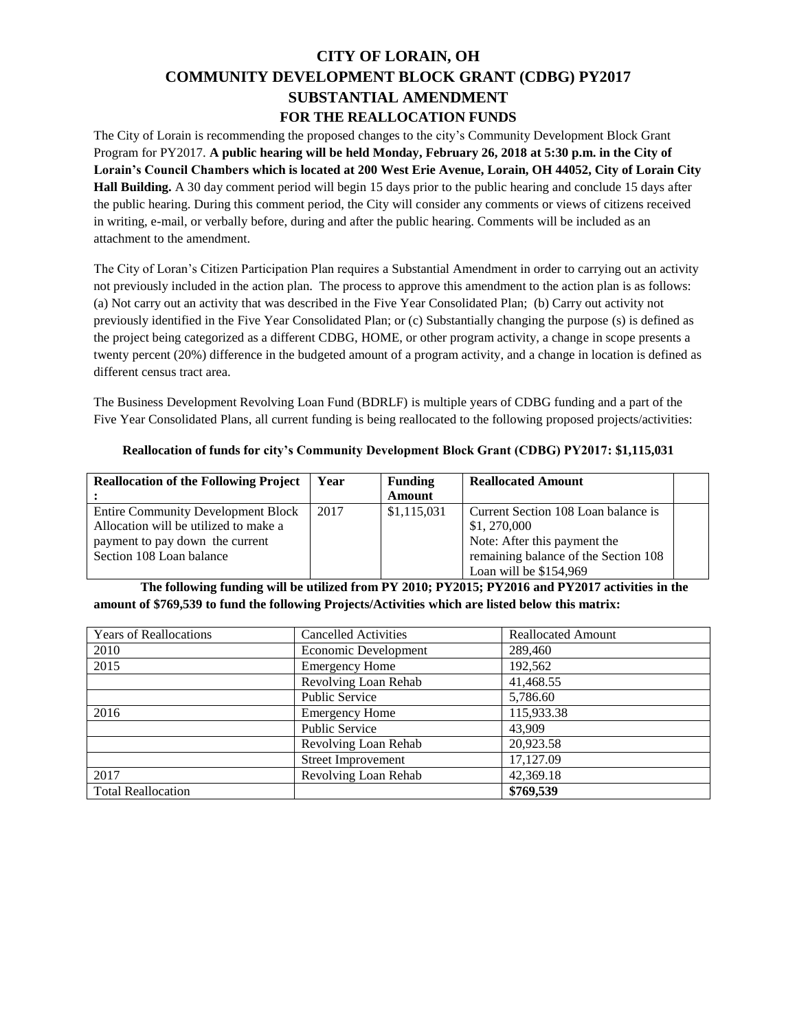# CITY OF LORAIN, OH
# COMMUNITY DEVELOPMENT BLOCK GRANT (CDBG) PY2017
# SUBSTANTIAL AMENDMENT
## FOR THE REALLOCATION FUNDS

The City of Lorain is recommending the proposed changes to the city's Community Development Block Grant Program for PY2017. **A public hearing will be held Monday, February 26, 2018 at 5:30 p.m. in the City of Lorain's Council Chambers which is located at 200 West Erie Avenue, Lorain, OH 44052, City of Lorain City Hall Building.** A 30 day comment period will begin 15 days prior to the public hearing and conclude 15 days after the public hearing. During this comment period, the City will consider any comments or views of citizens received in writing, e-mail, or verbally before, during and after the public hearing. Comments will be included as an attachment to the amendment.

The City of Loran's Citizen Participation Plan requires a Substantial Amendment in order to carrying out an activity not previously included in the action plan. The process to approve this amendment to the action plan is as follows: (a) Not carry out an activity that was described in the Five Year Consolidated Plan; (b) Carry out activity not previously identified in the Five Year Consolidated Plan; or (c) Substantially changing the purpose (s) is defined as the project being categorized as a different CDBG, HOME, or other program activity, a change in scope presents a twenty percent (20%) difference in the budgeted amount of a program activity, and a change in location is defined as different census tract area.

The Business Development Revolving Loan Fund (BDRLF) is multiple years of CDBG funding and a part of the Five Year Consolidated Plans, all current funding is being reallocated to the following proposed projects/activities:

**Reallocation of funds for city's Community Development Block Grant (CDBG) PY2017: $1,115,031**

| Reallocation of the Following Project : | Year | Funding Amount | Reallocated Amount | |
|---|---|---|---|---|
| Entire Community Development Block Allocation will be utilized to make a payment to pay down the current Section 108 Loan balance | 2017 | $1,115,031 | Current Section 108 Loan balance is $1, 270,000 Note: After this payment the remaining balance of the Section 108 Loan will be $154,969 | |

**The following funding will be utilized from PY 2010; PY2015; PY2016 and PY2017 activities in the amount of $769,539 to fund the following Projects/Activities which are listed below this matrix:**

| Years of Reallocations | Cancelled Activities | Reallocated Amount |
|---|---|---|
| 2010 | Economic Development | 289,460 |
| 2015 | Emergency Home | 192,562 |
| | Revolving Loan Rehab | 41,468.55 |
| | Public Service | 5,786.60 |
| 2016 | Emergency Home | 115,933.38 |
| | Public Service | 43,909 |
| | Revolving Loan Rehab | 20,923.58 |
| | Street Improvement | 17,127.09 |
| 2017 | Revolving Loan Rehab | 42,369.18 |
| Total Reallocation | | **$769,539** |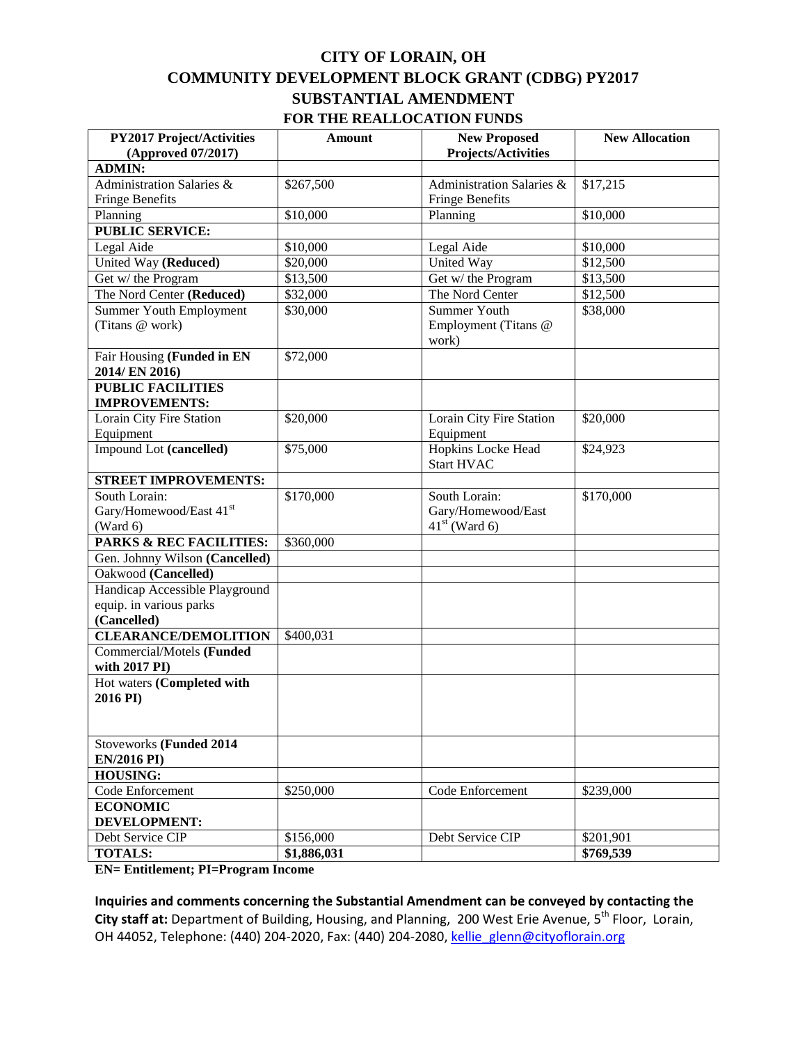# CITY OF LORAIN, OH
## COMMUNITY DEVELOPMENT BLOCK GRANT (CDBG) PY2017
## SUBSTANTIAL AMENDMENT
### FOR THE REALLOCATION FUNDS

| PY2017 Project/Activities (Approved 07/2017) | Amount | New Proposed Projects/Activities | New Allocation |
|---|---|---|---|
| **ADMIN:** | | | |
| Administration Salaries & Fringe Benefits | $267,500 | Administration Salaries & Fringe Benefits | $17,215 |
| Planning | $10,000 | Planning | $10,000 |
| **PUBLIC SERVICE:** | | | |
| Legal Aide | $10,000 | Legal Aide | $10,000 |
| United Way **(Reduced)** | $20,000 | United Way | $12,500 |
| Get w/ the Program | $13,500 | Get w/ the Program | $13,500 |
| The Nord Center **(Reduced)** | $32,000 | The Nord Center | $12,500 |
| Summer Youth Employment (Titans @ work) | $30,000 | Summer Youth Employment (Titans @ work) | $38,000 |
| Fair Housing **(Funded in EN 2014/ EN 2016)** | $72,000 | | |
| **PUBLIC FACILITIES IMPROVEMENTS:** | | | |
| Lorain City Fire Station Equipment | $20,000 | Lorain City Fire Station Equipment | $20,000 |
| Impound Lot **(cancelled)** | $75,000 | Hopkins Locke Head Start HVAC | $24,923 |
| **STREET IMPROVEMENTS:** | | | |
| South Lorain: Gary/Homewood/East 41st (Ward 6) | $170,000 | South Lorain: Gary/Homewood/East 41st (Ward 6) | $170,000 |
| **PARKS & REC FACILITIES:** | $360,000 | | |
| Gen. Johnny Wilson **(Cancelled)** | | | |
| Oakwood **(Cancelled)** | | | |
| Handicap Accessible Playground equip. in various parks **(Cancelled)** | | | |
| **CLEARANCE/DEMOLITION** | $400,031 | | |
| Commercial/Motels **(Funded with 2017 PI)** | | | |
| Hot waters **(Completed with 2016 PI)** | | | |
| Stoveworks **(Funded 2014 EN/2016 PI)** | | | |
| **HOUSING:** | | | |
| Code Enforcement | $250,000 | Code Enforcement | $239,000 |
| **ECONOMIC DEVELOPMENT:** | | | |
| Debt Service CIP | $156,000 | Debt Service CIP | $201,901 |
| **TOTALS:** | **$1,886,031** | | **$769,539** |

**EN= Entitlement; PI=Program Income**

**Inquiries and comments concerning the Substantial Amendment can be conveyed by contacting the City staff at:** Department of Building, Housing, and Planning, 200 West Erie Avenue, 5th Floor, Lorain, OH 44052, Telephone: (440) 204-2020, Fax: (440) 204-2080, kellie_glenn@cityoflorain.org